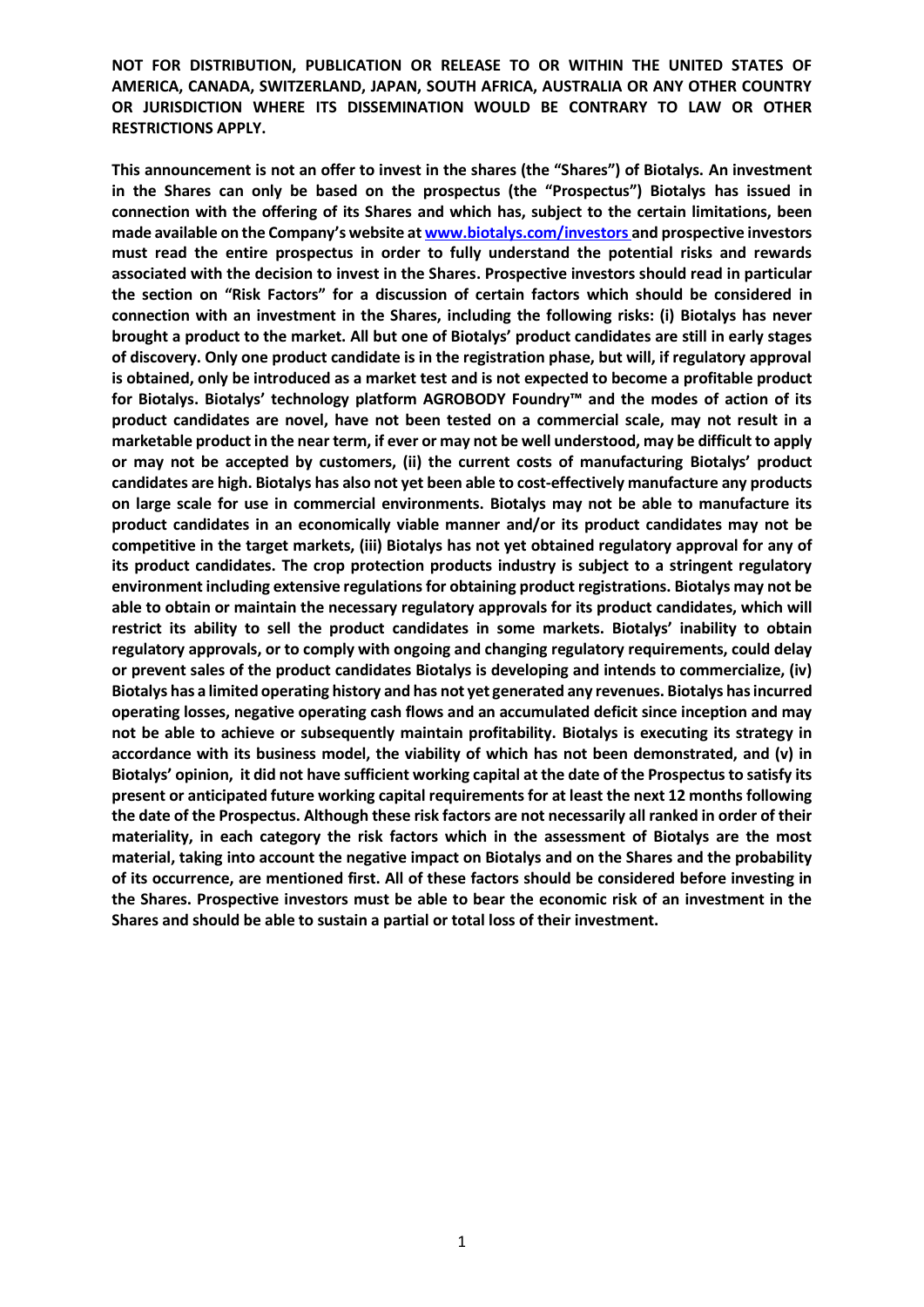**NOT FOR DISTRIBUTION, PUBLICATION OR RELEASE TO OR WITHIN THE UNITED STATES OF AMERICA, CANADA, SWITZERLAND, JAPAN, SOUTH AFRICA, AUSTRALIA OR ANY OTHER COUNTRY OR JURISDICTION WHERE ITS DISSEMINATION WOULD BE CONTRARY TO LAW OR OTHER RESTRICTIONS APPLY.**

**This announcement is not an offer to invest in the shares (the "Shares") of Biotalys. An investment in the Shares can only be based on the prospectus (the "Prospectus") Biotalys has issued in connection with the offering of its Shares and which has, subject to the certain limitations, been made available on the Company's website at [www.biotalys.com/investors](www.biotalys.com/investors) and prospective investors must read the entire prospectus in order to fully understand the potential risks and rewards associated with the decision to invest in the Shares. Prospective investors should read in particular the section on "Risk Factors" for a discussion of certain factors which should be considered in connection with an investment in the Shares, including the following risks: (i) Biotalys has never brought a product to the market. All but one of Biotalys' product candidates are still in early stages of discovery. Only one product candidate is in the registration phase, but will, if regulatory approval is obtained, only be introduced as a market test and is not expected to become a profitable product for Biotalys. Biotalys' technology platform AGROBODY Foundry™ and the modes of action of its product candidates are novel, have not been tested on a commercial scale, may not result in a marketable product in the near term, if ever or may not be well understood, may be difficult to apply or may not be accepted by customers, (ii) the current costs of manufacturing Biotalys' product candidates are high. Biotalys has also not yet been able to cost-effectively manufacture any products on large scale for use in commercial environments. Biotalys may not be able to manufacture its product candidates in an economically viable manner and/or its product candidates may not be competitive in the target markets, (iii) Biotalys has not yet obtained regulatory approval for any of its product candidates. The crop protection products industry is subject to a stringent regulatory environment including extensive regulations for obtaining product registrations. Biotalys may not be able to obtain or maintain the necessary regulatory approvals for its product candidates, which will restrict its ability to sell the product candidates in some markets. Biotalys' inability to obtain regulatory approvals, or to comply with ongoing and changing regulatory requirements, could delay or prevent sales of the product candidates Biotalys is developing and intends to commercialize, (iv) Biotalys has a limited operating history and has not yet generated any revenues. Biotalys has incurred operating losses, negative operating cash flows and an accumulated deficit since inception and may not be able to achieve or subsequently maintain profitability. Biotalys is executing its strategy in accordance with its business model, the viability of which has not been demonstrated, and (v) in Biotalys' opinion, it did not have sufficient working capital at the date of the Prospectus to satisfy its present or anticipated future working capital requirements for at least the next 12 months following the date of the Prospectus. Although these risk factors are not necessarily all ranked in order of their materiality, in each category the risk factors which in the assessment of Biotalys are the most material, taking into account the negative impact on Biotalys and on the Shares and the probability of its occurrence, are mentioned first. All of these factors should be considered before investing in the Shares. Prospective investors must be able to bear the economic risk of an investment in the Shares and should be able to sustain a partial or total loss of their investment.**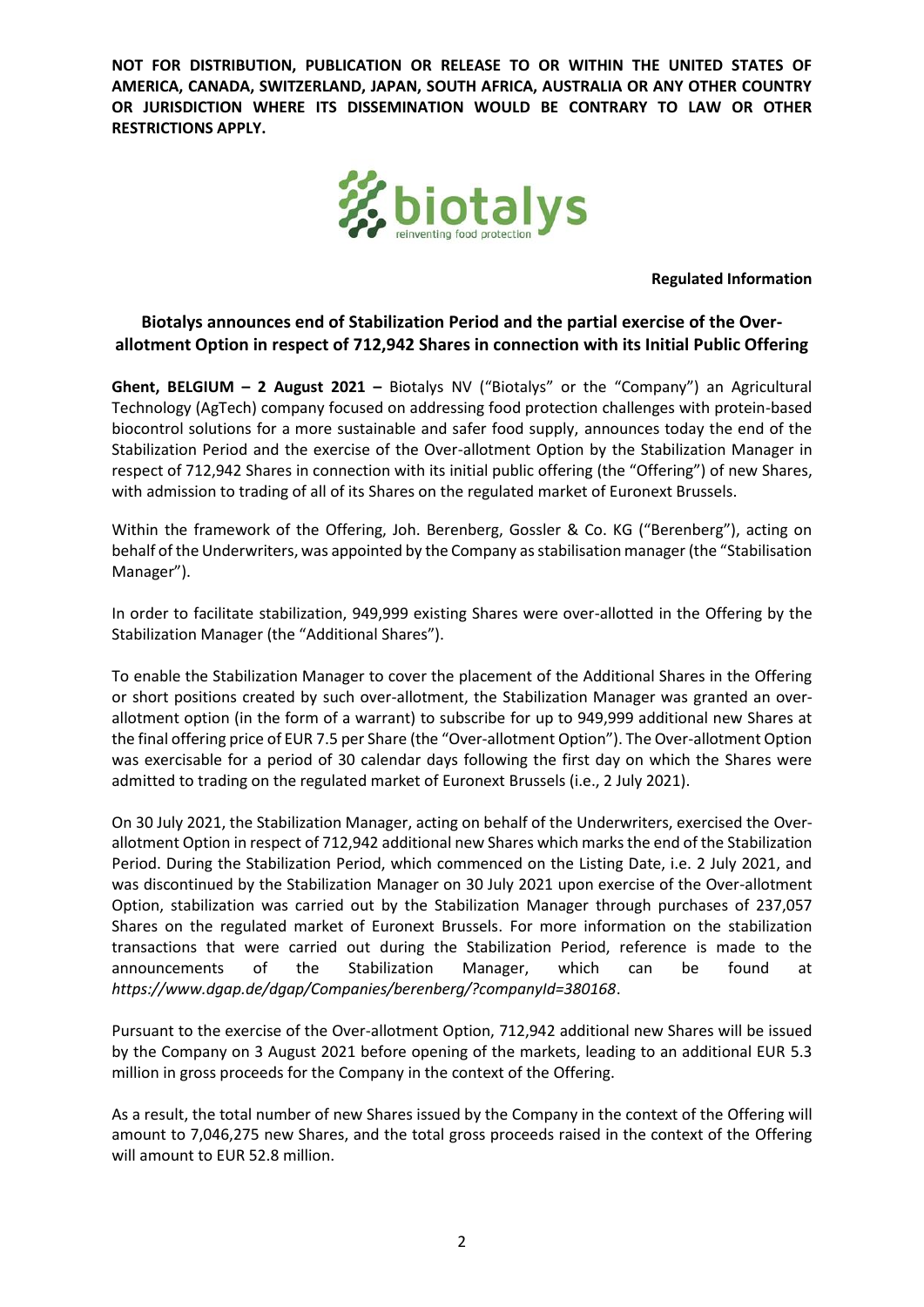**NOT FOR DISTRIBUTION, PUBLICATION OR RELEASE TO OR WITHIN THE UNITED STATES OF AMERICA, CANADA, SWITZERLAND, JAPAN, SOUTH AFRICA, AUSTRALIA OR ANY OTHER COUNTRY OR JURISDICTION WHERE ITS DISSEMINATION WOULD BE CONTRARY TO LAW OR OTHER RESTRICTIONS APPLY.**

biotalys
reinventing food protection

**Regulated Information**

## Biotalys announces end of Stabilization Period and the partial exercise of the Over-allotment Option in respect of 712,942 Shares in connection with its Initial Public Offering

**Ghent, BELGIUM – 2 August 2021 –** Biotalys NV ("Biotalys" or the "Company") an Agricultural Technology (AgTech) company focused on addressing food protection challenges with protein-based biocontrol solutions for a more sustainable and safer food supply, announces today the end of the Stabilization Period and the exercise of the Over-allotment Option by the Stabilization Manager in respect of 712,942 Shares in connection with its initial public offering (the "Offering") of new Shares, with admission to trading of all of its Shares on the regulated market of Euronext Brussels.

Within the framework of the Offering, Joh. Berenberg, Gossler & Co. KG ("Berenberg"), acting on behalf of the Underwriters, was appointed by the Company as stabilisation manager (the "Stabilisation Manager").

In order to facilitate stabilization, 949,999 existing Shares were over-allotted in the Offering by the Stabilization Manager (the "Additional Shares").

To enable the Stabilization Manager to cover the placement of the Additional Shares in the Offering or short positions created by such over-allotment, the Stabilization Manager was granted an over-allotment option (in the form of a warrant) to subscribe for up to 949,999 additional new Shares at the final offering price of EUR 7.5 per Share (the "Over-allotment Option"). The Over-allotment Option was exercisable for a period of 30 calendar days following the first day on which the Shares were admitted to trading on the regulated market of Euronext Brussels (i.e., 2 July 2021).

On 30 July 2021, the Stabilization Manager, acting on behalf of the Underwriters, exercised the Over-allotment Option in respect of 712,942 additional new Shares which marks the end of the Stabilization Period. During the Stabilization Period, which commenced on the Listing Date, i.e. 2 July 2021, and was discontinued by the Stabilization Manager on 30 July 2021 upon exercise of the Over-allotment Option, stabilization was carried out by the Stabilization Manager through purchases of 237,057 Shares on the regulated market of Euronext Brussels. For more information on the stabilization transactions that were carried out during the Stabilization Period, reference is made to the announcements of the Stabilization Manager, which can be found at *https://www.dgap.de/dgap/Companies/berenberg/?companyId=380168*.

Pursuant to the exercise of the Over-allotment Option, 712,942 additional new Shares will be issued by the Company on 3 August 2021 before opening of the markets, leading to an additional EUR 5.3 million in gross proceeds for the Company in the context of the Offering.

As a result, the total number of new Shares issued by the Company in the context of the Offering will amount to 7,046,275 new Shares, and the total gross proceeds raised in the context of the Offering will amount to EUR 52.8 million.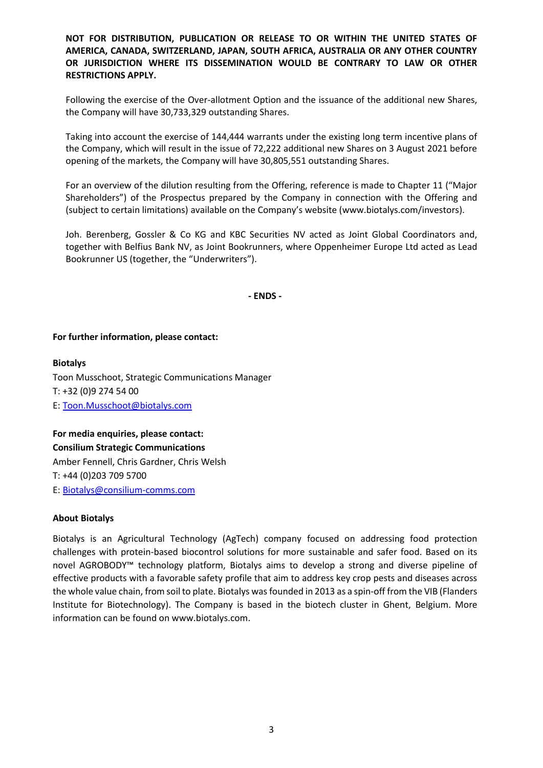**NOT FOR DISTRIBUTION, PUBLICATION OR RELEASE TO OR WITHIN THE UNITED STATES OF AMERICA, CANADA, SWITZERLAND, JAPAN, SOUTH AFRICA, AUSTRALIA OR ANY OTHER COUNTRY OR JURISDICTION WHERE ITS DISSEMINATION WOULD BE CONTRARY TO LAW OR OTHER RESTRICTIONS APPLY.**

Following the exercise of the Over-allotment Option and the issuance of the additional new Shares, the Company will have 30,733,329 outstanding Shares.

Taking into account the exercise of 144,444 warrants under the existing long term incentive plans of the Company, which will result in the issue of 72,222 additional new Shares on 3 August 2021 before opening of the markets, the Company will have 30,805,551 outstanding Shares.

For an overview of the dilution resulting from the Offering, reference is made to Chapter 11 ("Major Shareholders") of the Prospectus prepared by the Company in connection with the Offering and (subject to certain limitations) available on the Company's website (www.biotalys.com/investors).

Joh. Berenberg, Gossler & Co KG and KBC Securities NV acted as Joint Global Coordinators and, together with Belfius Bank NV, as Joint Bookrunners, where Oppenheimer Europe Ltd acted as Lead Bookrunner US (together, the "Underwriters").

**- ENDS -**

**For further information, please contact:**

**Biotalys**
Toon Musschoot, Strategic Communications Manager
T: +32 (0)9 274 54 00
E: Toon.Musschoot@biotalys.com

**For media enquiries, please contact:**
**Consilium Strategic Communications**
Amber Fennell, Chris Gardner, Chris Welsh
T: +44 (0)203 709 5700
E: Biotalys@consilium-comms.com

**About Biotalys**

Biotalys is an Agricultural Technology (AgTech) company focused on addressing food protection challenges with protein-based biocontrol solutions for more sustainable and safer food. Based on its novel AGROBODY™ technology platform, Biotalys aims to develop a strong and diverse pipeline of effective products with a favorable safety profile that aim to address key crop pests and diseases across the whole value chain, from soil to plate. Biotalys was founded in 2013 as a spin-off from the VIB (Flanders Institute for Biotechnology). The Company is based in the biotech cluster in Ghent, Belgium. More information can be found on www.biotalys.com.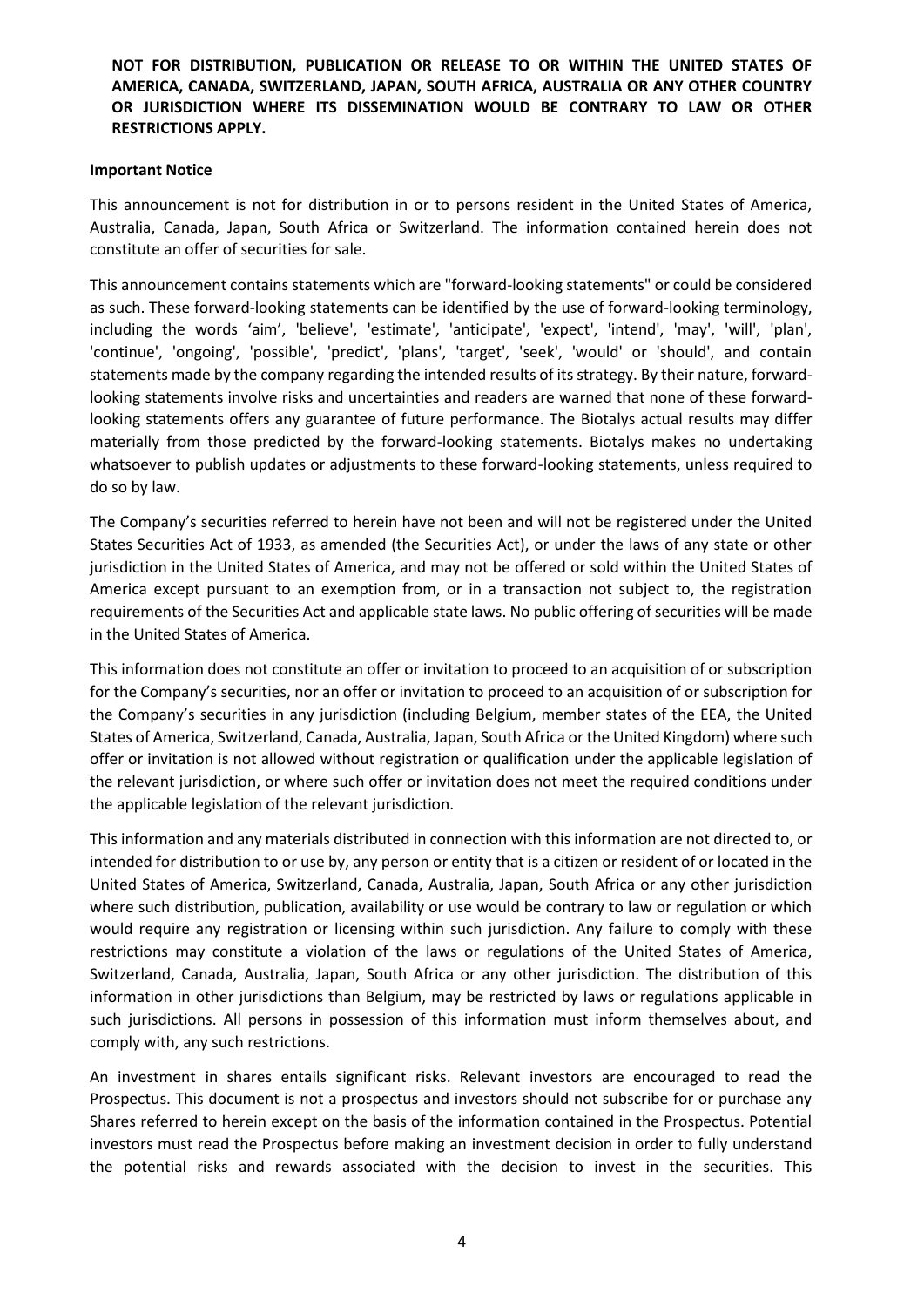**NOT FOR DISTRIBUTION, PUBLICATION OR RELEASE TO OR WITHIN THE UNITED STATES OF AMERICA, CANADA, SWITZERLAND, JAPAN, SOUTH AFRICA, AUSTRALIA OR ANY OTHER COUNTRY OR JURISDICTION WHERE ITS DISSEMINATION WOULD BE CONTRARY TO LAW OR OTHER RESTRICTIONS APPLY.**

**Important Notice**

This announcement is not for distribution in or to persons resident in the United States of America, Australia, Canada, Japan, South Africa or Switzerland. The information contained herein does not constitute an offer of securities for sale.

This announcement contains statements which are "forward-looking statements" or could be considered as such. These forward-looking statements can be identified by the use of forward-looking terminology, including the words 'aim', 'believe', 'estimate', 'anticipate', 'expect', 'intend', 'may', 'will', 'plan', 'continue', 'ongoing', 'possible', 'predict', 'plans', 'target', 'seek', 'would' or 'should', and contain statements made by the company regarding the intended results of its strategy. By their nature, forward-looking statements involve risks and uncertainties and readers are warned that none of these forward-looking statements offers any guarantee of future performance. The Biotalys actual results may differ materially from those predicted by the forward-looking statements. Biotalys makes no undertaking whatsoever to publish updates or adjustments to these forward-looking statements, unless required to do so by law.

The Company's securities referred to herein have not been and will not be registered under the United States Securities Act of 1933, as amended (the Securities Act), or under the laws of any state or other jurisdiction in the United States of America, and may not be offered or sold within the United States of America except pursuant to an exemption from, or in a transaction not subject to, the registration requirements of the Securities Act and applicable state laws. No public offering of securities will be made in the United States of America.

This information does not constitute an offer or invitation to proceed to an acquisition of or subscription for the Company's securities, nor an offer or invitation to proceed to an acquisition of or subscription for the Company's securities in any jurisdiction (including Belgium, member states of the EEA, the United States of America, Switzerland, Canada, Australia, Japan, South Africa or the United Kingdom) where such offer or invitation is not allowed without registration or qualification under the applicable legislation of the relevant jurisdiction, or where such offer or invitation does not meet the required conditions under the applicable legislation of the relevant jurisdiction.

This information and any materials distributed in connection with this information are not directed to, or intended for distribution to or use by, any person or entity that is a citizen or resident of or located in the United States of America, Switzerland, Canada, Australia, Japan, South Africa or any other jurisdiction where such distribution, publication, availability or use would be contrary to law or regulation or which would require any registration or licensing within such jurisdiction. Any failure to comply with these restrictions may constitute a violation of the laws or regulations of the United States of America, Switzerland, Canada, Australia, Japan, South Africa or any other jurisdiction. The distribution of this information in other jurisdictions than Belgium, may be restricted by laws or regulations applicable in such jurisdictions. All persons in possession of this information must inform themselves about, and comply with, any such restrictions.

An investment in shares entails significant risks. Relevant investors are encouraged to read the Prospectus. This document is not a prospectus and investors should not subscribe for or purchase any Shares referred to herein except on the basis of the information contained in the Prospectus. Potential investors must read the Prospectus before making an investment decision in order to fully understand the potential risks and rewards associated with the decision to invest in the securities. This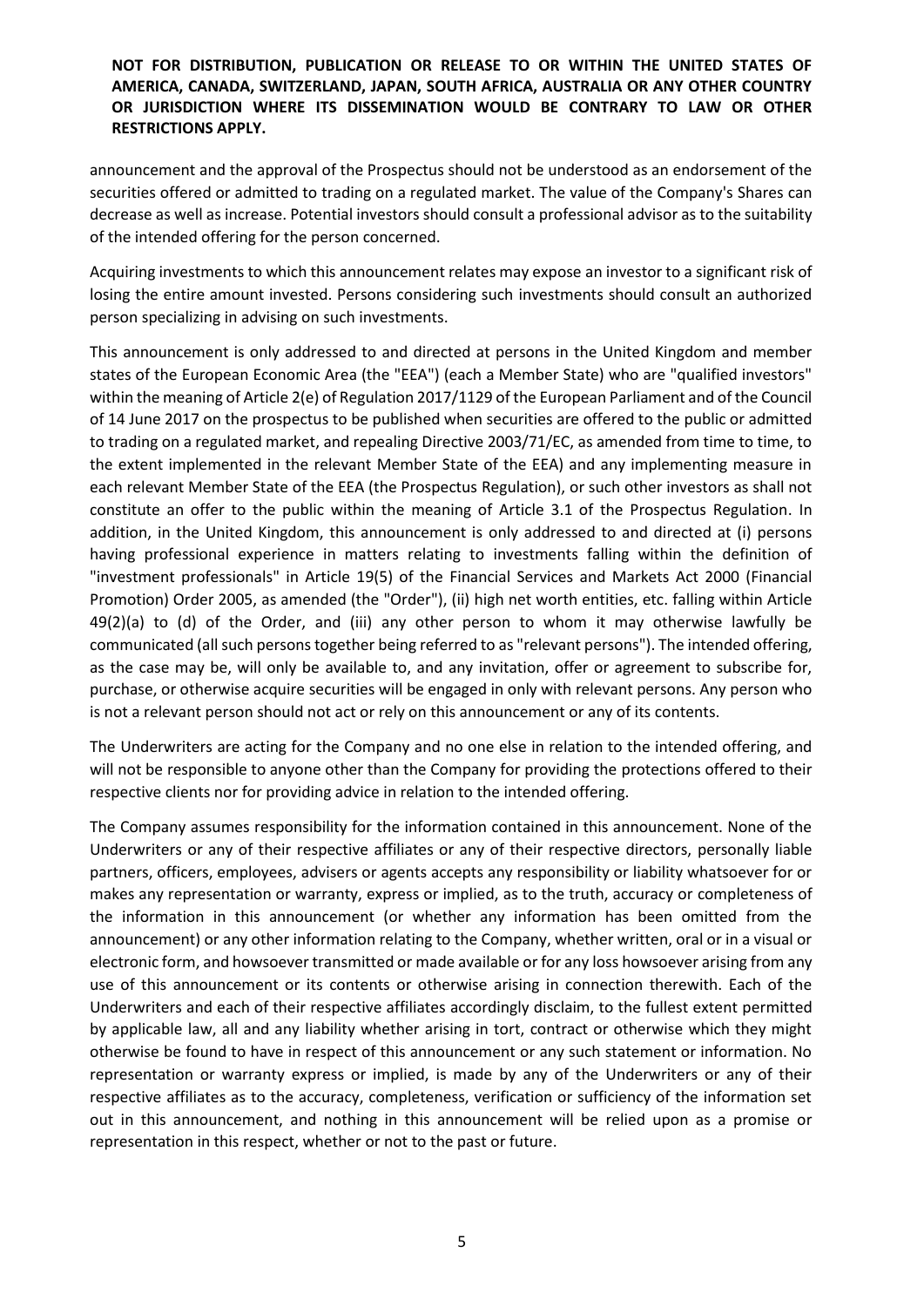announcement and the approval of the Prospectus should not be understood as an endorsement of the securities offered or admitted to trading on a regulated market. The value of the Company's Shares can decrease as well as increase. Potential investors should consult a professional advisor as to the suitability of the intended offering for the person concerned.

Acquiring investments to which this announcement relates may expose an investor to a significant risk of losing the entire amount invested. Persons considering such investments should consult an authorized person specializing in advising on such investments.

This announcement is only addressed to and directed at persons in the United Kingdom and member states of the European Economic Area (the "EEA") (each a Member State) who are "qualified investors" within the meaning of Article 2(e) of Regulation 2017/1129 of the European Parliament and of the Council of 14 June 2017 on the prospectus to be published when securities are offered to the public or admitted to trading on a regulated market, and repealing Directive 2003/71/EC, as amended from time to time, to the extent implemented in the relevant Member State of the EEA) and any implementing measure in each relevant Member State of the EEA (the Prospectus Regulation), or such other investors as shall not constitute an offer to the public within the meaning of Article 3.1 of the Prospectus Regulation. In addition, in the United Kingdom, this announcement is only addressed to and directed at (i) persons having professional experience in matters relating to investments falling within the definition of "investment professionals" in Article 19(5) of the Financial Services and Markets Act 2000 (Financial Promotion) Order 2005, as amended (the "Order"), (ii) high net worth entities, etc. falling within Article 49(2)(a) to (d) of the Order, and (iii) any other person to whom it may otherwise lawfully be communicated (all such persons together being referred to as "relevant persons"). The intended offering, as the case may be, will only be available to, and any invitation, offer or agreement to subscribe for, purchase, or otherwise acquire securities will be engaged in only with relevant persons. Any person who is not a relevant person should not act or rely on this announcement or any of its contents.

The Underwriters are acting for the Company and no one else in relation to the intended offering, and will not be responsible to anyone other than the Company for providing the protections offered to their respective clients nor for providing advice in relation to the intended offering.

The Company assumes responsibility for the information contained in this announcement. None of the Underwriters or any of their respective affiliates or any of their respective directors, personally liable partners, officers, employees, advisers or agents accepts any responsibility or liability whatsoever for or makes any representation or warranty, express or implied, as to the truth, accuracy or completeness of the information in this announcement (or whether any information has been omitted from the announcement) or any other information relating to the Company, whether written, oral or in a visual or electronic form, and howsoever transmitted or made available or for any loss howsoever arising from any use of this announcement or its contents or otherwise arising in connection therewith. Each of the Underwriters and each of their respective affiliates accordingly disclaim, to the fullest extent permitted by applicable law, all and any liability whether arising in tort, contract or otherwise which they might otherwise be found to have in respect of this announcement or any such statement or information. No representation or warranty express or implied, is made by any of the Underwriters or any of their respective affiliates as to the accuracy, completeness, verification or sufficiency of the information set out in this announcement, and nothing in this announcement will be relied upon as a promise or representation in this respect, whether or not to the past or future.